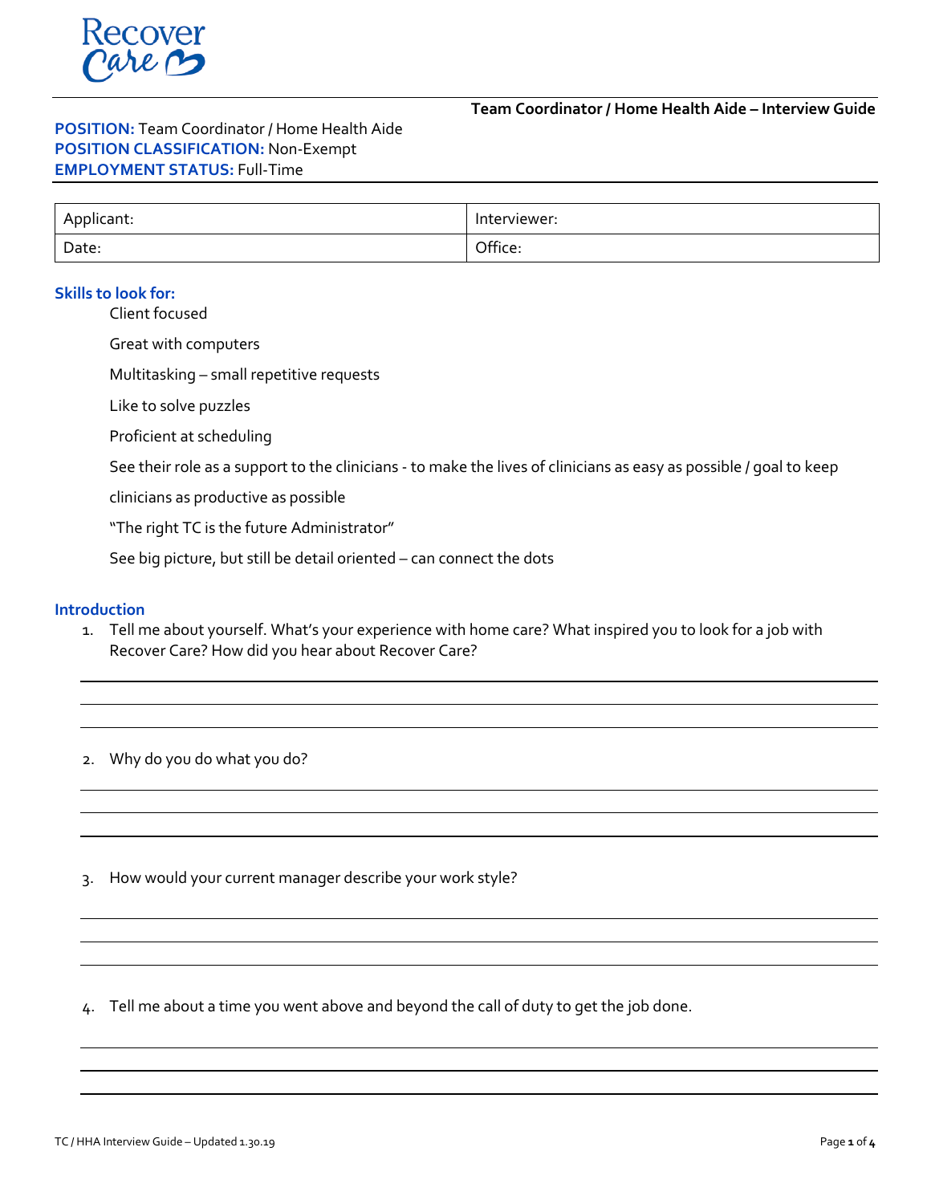Recover Care

**Team Coordinator / Home Health Aide – Interview Guide**

**POSITION:** Team Coordinator / Home Health Aide
**POSITION CLASSIFICATION:** Non-Exempt
**EMPLOYMENT STATUS:** Full-Time

| Applicant: | Interviewer: |
|---|---|
| Date: | Office: |

## Skills to look for:

Client focused

Great with computers

Multitasking – small repetitive requests

Like to solve puzzles

Proficient at scheduling

See their role as a support to the clinicians - to make the lives of clinicians as easy as possible / goal to keep clinicians as productive as possible

"The right TC is the future Administrator"

See big picture, but still be detail oriented – can connect the dots

## Introduction

1. Tell me about yourself. What's your experience with home care? What inspired you to look for a job with Recover Care? How did you hear about Recover Care?

2. Why do you do what you do?

3. How would your current manager describe your work style?

4. Tell me about a time you went above and beyond the call of duty to get the job done.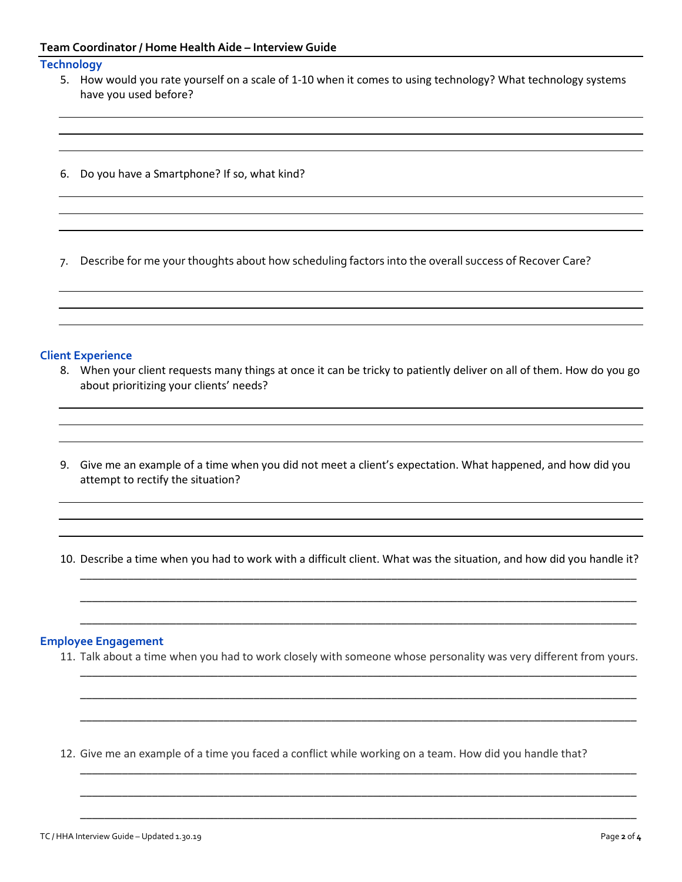## Technology

5. How would you rate yourself on a scale of 1-10 when it comes to using technology? What technology systems have you used before?

6. Do you have a Smartphone? If so, what kind?

7. Describe for me your thoughts about how scheduling factors into the overall success of Recover Care?

## Client Experience

8. When your client requests many things at once it can be tricky to patiently deliver on all of them. How do you go about prioritizing your clients' needs?

9. Give me an example of a time when you did not meet a client's expectation. What happened, and how did you attempt to rectify the situation?

10. Describe a time when you had to work with a difficult client. What was the situation, and how did you handle it?

## Employee Engagement

11. Talk about a time when you had to work closely with someone whose personality was very different from yours.

12. Give me an example of a time you faced a conflict while working on a team. How did you handle that?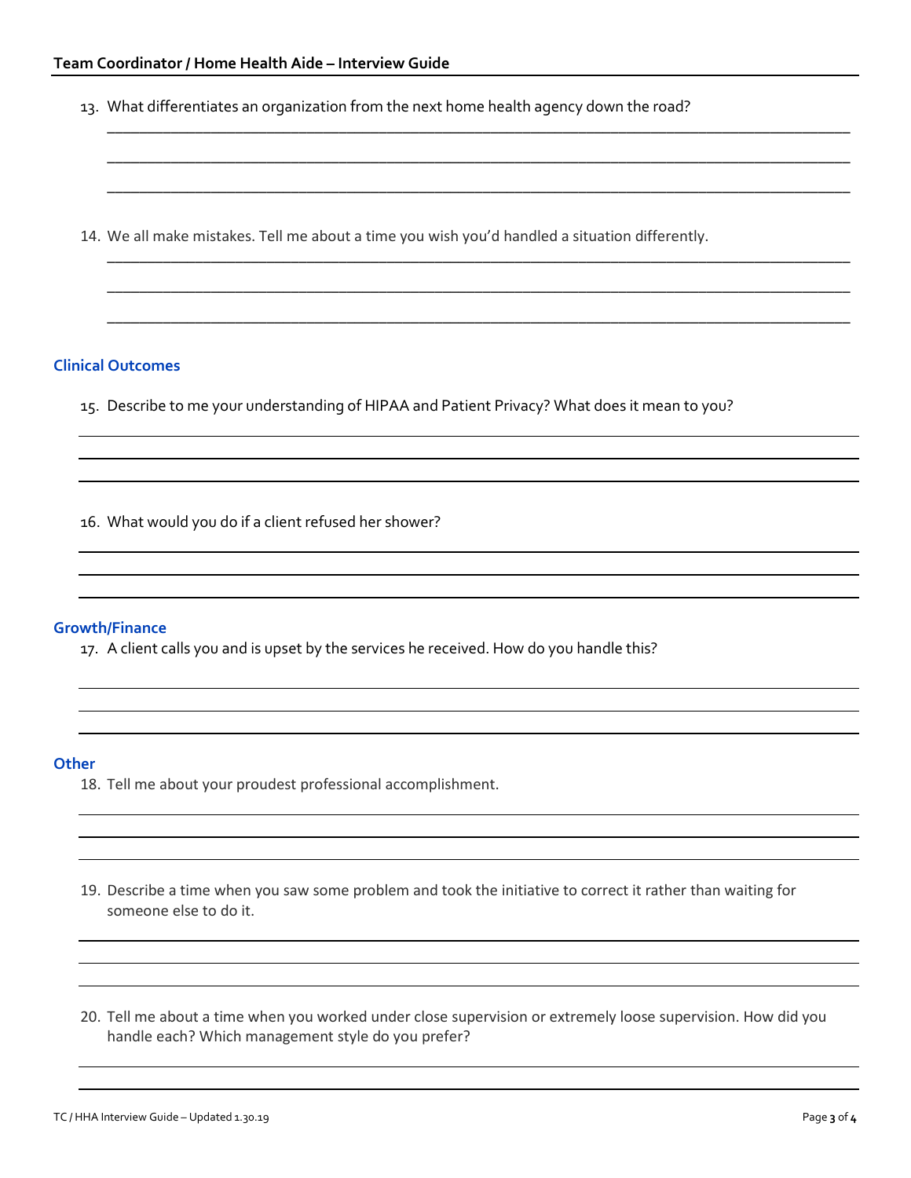13. What differentiates an organization from the next home health agency down the road?

14. We all make mistakes. Tell me about a time you wish you'd handled a situation differently.

### Clinical Outcomes

15. Describe to me your understanding of HIPAA and Patient Privacy? What does it mean to you?

16. What would you do if a client refused her shower?

### Growth/Finance

17. A client calls you and is upset by the services he received. How do you handle this?

### Other

18. Tell me about your proudest professional accomplishment.

19. Describe a time when you saw some problem and took the initiative to correct it rather than waiting for someone else to do it.

20. Tell me about a time when you worked under close supervision or extremely loose supervision. How did you handle each? Which management style do you prefer?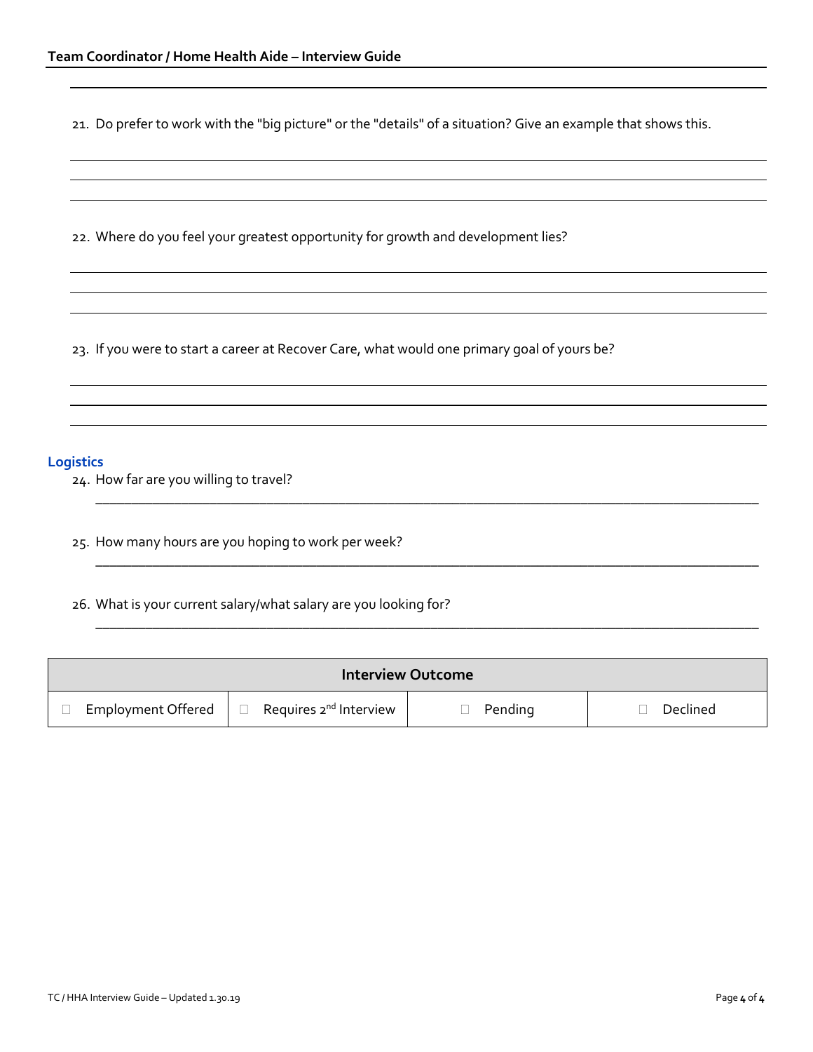21. Do prefer to work with the "big picture" or the "details" of a situation? Give an example that shows this.

22. Where do you feel your greatest opportunity for growth and development lies?

23. If you were to start a career at Recover Care, what would one primary goal of yours be?

### Logistics

24. How far are you willing to travel?

25. How many hours are you hoping to work per week?

26. What is your current salary/what salary are you looking for?

| Interview Outcome | | | |
|---|---|---|---|
| ☐ Employment Offered | ☐ Requires 2nd Interview | ☐ Pending | ☐ Declined |